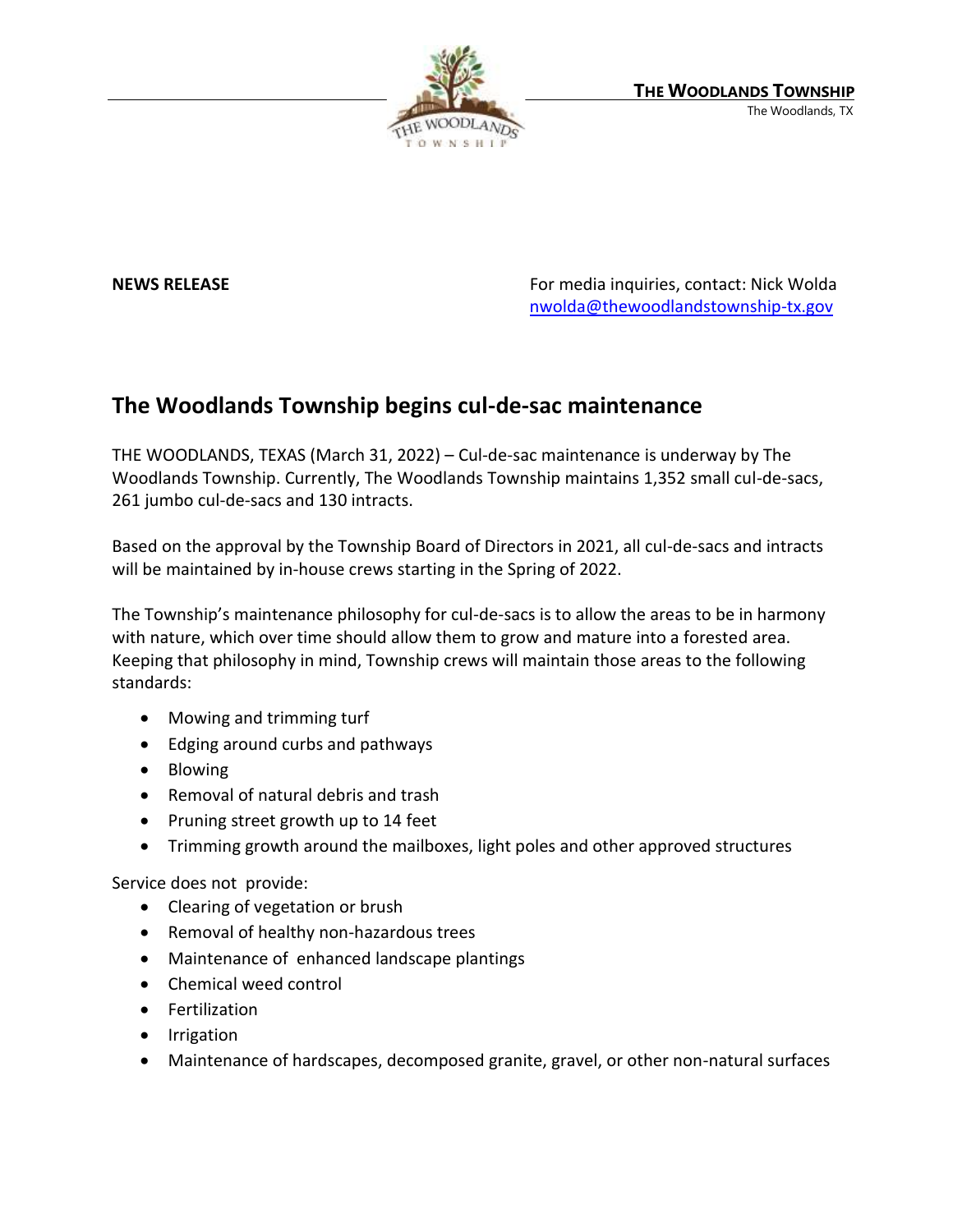**THE WOODLANDS TOWNSHIP**
The Woodlands, TX

**NEWS RELEASE**

For media inquiries, contact: Nick Wolda
nwolda@thewoodlandstownship-tx.gov

# The Woodlands Township begins cul-de-sac maintenance

THE WOODLANDS, TEXAS (March 31, 2022) – Cul-de-sac maintenance is underway by The Woodlands Township. Currently, The Woodlands Township maintains 1,352 small cul-de-sacs, 261 jumbo cul-de-sacs and 130 intracts.

Based on the approval by the Township Board of Directors in 2021, all cul-de-sacs and intracts will be maintained by in-house crews starting in the Spring of 2022.

The Township's maintenance philosophy for cul-de-sacs is to allow the areas to be in harmony with nature, which over time should allow them to grow and mature into a forested area. Keeping that philosophy in mind, Township crews will maintain those areas to the following standards:

- Mowing and trimming turf
- Edging around curbs and pathways
- Blowing
- Removal of natural debris and trash
- Pruning street growth up to 14 feet
- Trimming growth around the mailboxes, light poles and other approved structures

Service does not provide:

- Clearing of vegetation or brush
- Removal of healthy non-hazardous trees
- Maintenance of enhanced landscape plantings
- Chemical weed control
- Fertilization
- Irrigation
- Maintenance of hardscapes, decomposed granite, gravel, or other non-natural surfaces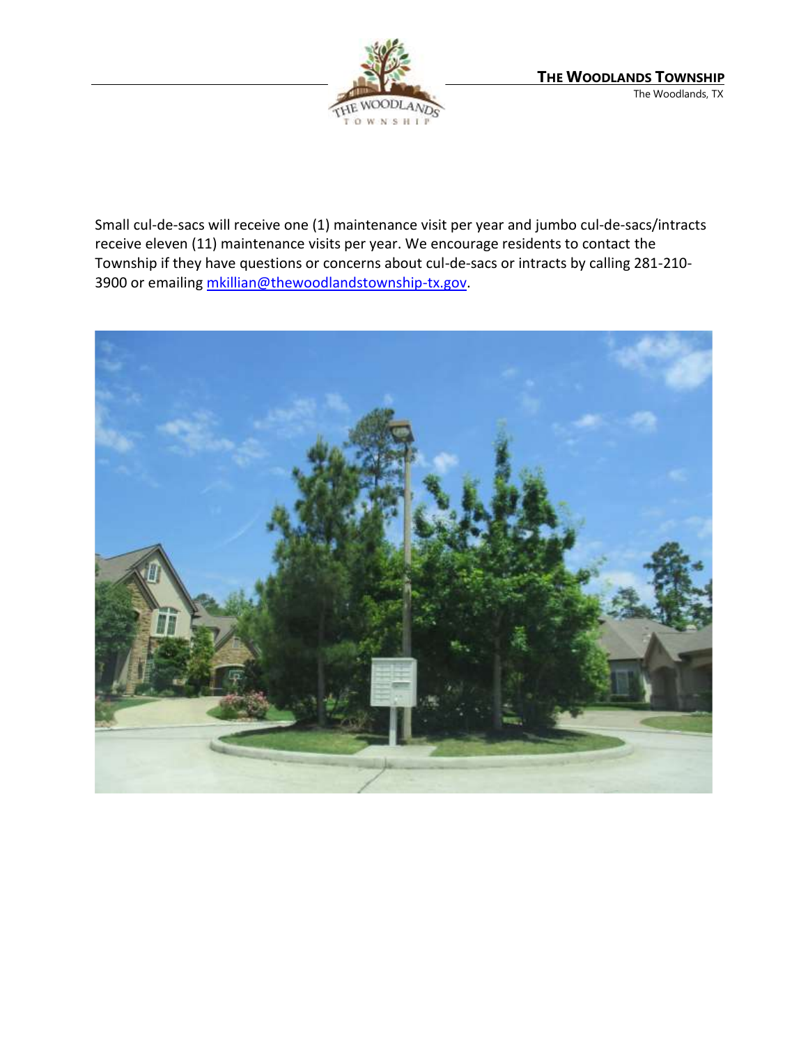Small cul-de-sacs will receive one (1) maintenance visit per year and jumbo cul-de-sacs/intracts receive eleven (11) maintenance visits per year. We encourage residents to contact the Township if they have questions or concerns about cul-de-sacs or intracts by calling 281-210-3900 or emailing mkillian@thewoodlandstownship-tx.gov.